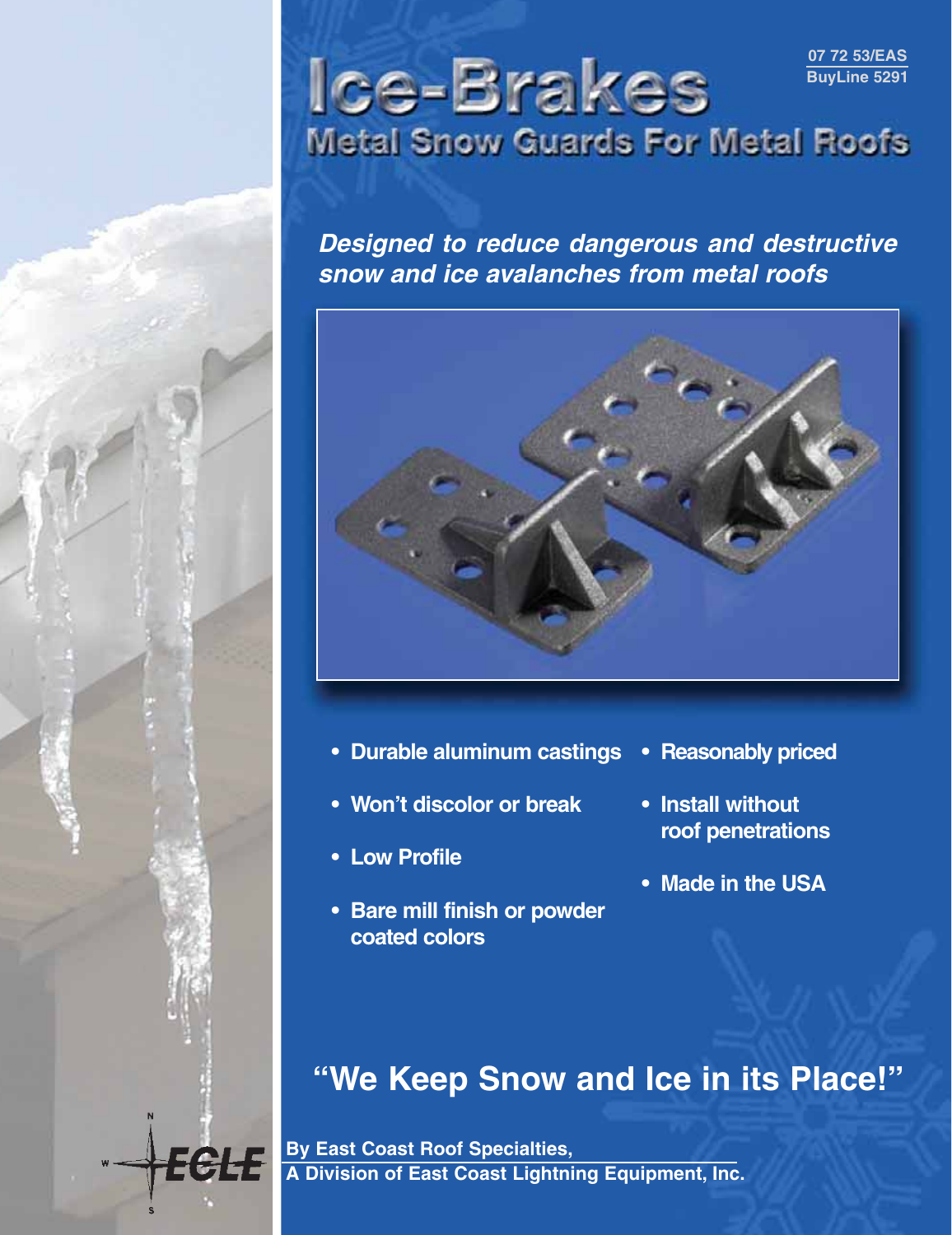07 72 53/EAS
BuyLine 5291

# Ice-Brakes

## Metal Snow Guards For Metal Roofs

***Designed to reduce dangerous and destructive snow and ice avalanches from metal roofs***

- **Durable aluminum castings**
- **Won't discolor or break**
- **Low Profile**
- **Bare mill finish or powder coated colors**
- **Reasonably priced**
- **Install without roof penetrations**
- **Made in the USA**

## "We Keep Snow and Ice in its Place!"

ECLE

**By East Coast Roof Specialties,**
**A Division of East Coast Lightning Equipment, Inc.**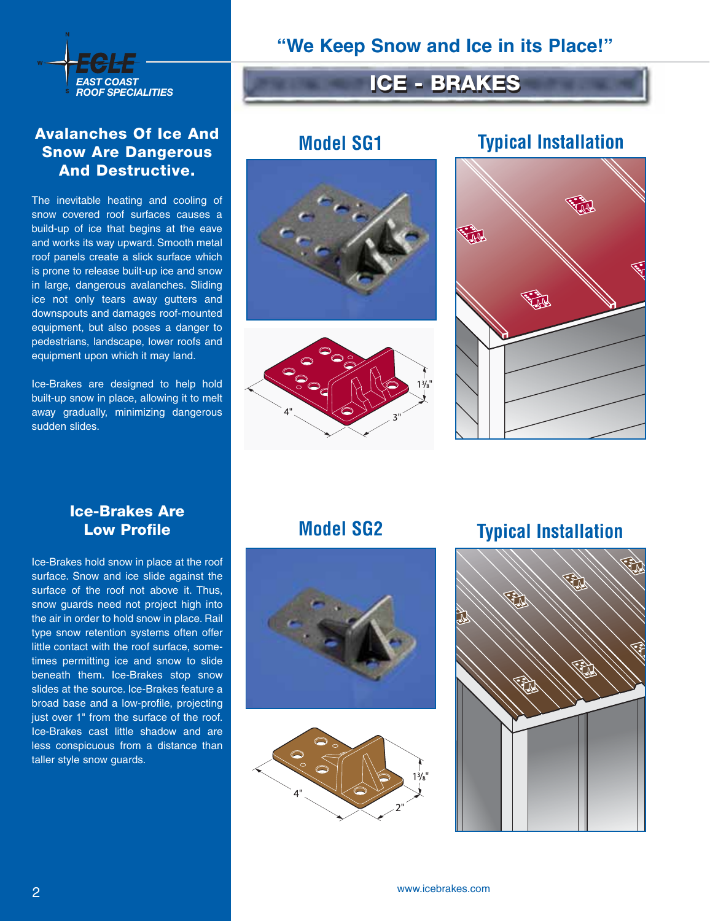EAST COAST ROOF SPECIALITIES

# "We Keep Snow and Ice in its Place!"

# ICE - BRAKES

## Avalanches Of Ice And Snow Are Dangerous And Destructive.

The inevitable heating and cooling of snow covered roof surfaces causes a build-up of ice that begins at the eave and works its way upward. Smooth metal roof panels create a slick surface which is prone to release built-up ice and snow in large, dangerous avalanches. Sliding ice not only tears away gutters and downspouts and damages roof-mounted equipment, but also poses a danger to pedestrians, landscape, lower roofs and equipment upon which it may land.

Ice-Brakes are designed to help hold built-up snow in place, allowing it to melt away gradually, minimizing dangerous sudden slides.

## Ice-Brakes Are Low Profile

Ice-Brakes hold snow in place at the roof surface. Snow and ice slide against the surface of the roof not above it. Thus, snow guards need not project high into the air in order to hold snow in place. Rail type snow retention systems often offer little contact with the roof surface, sometimes permitting ice and snow to slide beneath them. Ice-Brakes stop snow slides at the source. Ice-Brakes feature a broad base and a low-profile, projecting just over 1" from the surface of the roof. Ice-Brakes cast little shadow and are less conspicuous from a distance than taller style snow guards.

## Model SG1

4" · 3" · 1 3/8"

## Typical Installation

## Model SG2

4" · 2" · 1 3/8"

## Typical Installation

www.icebrakes.com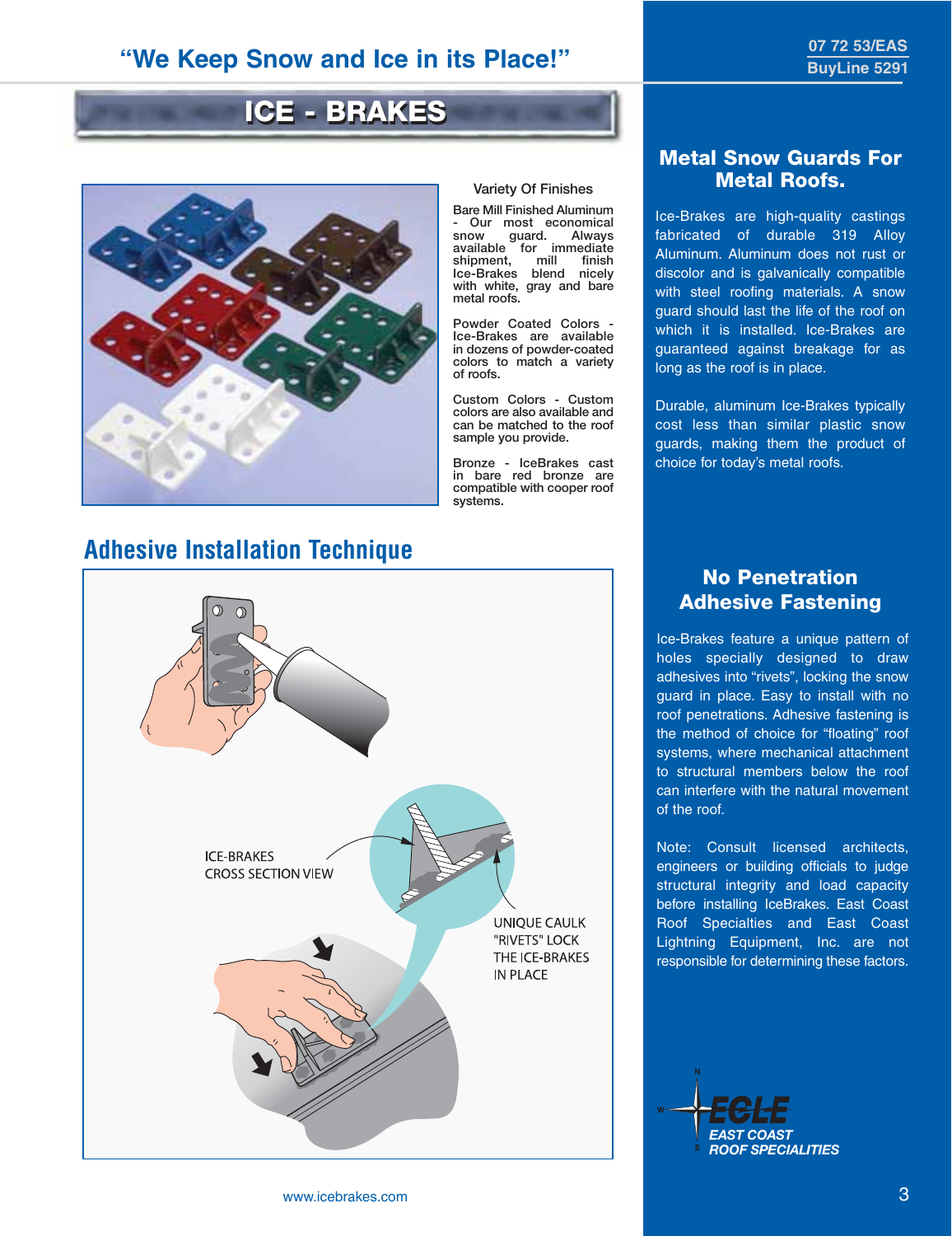# "We Keep Snow and Ice in its Place!"

07 72 53/EAS
BuyLine 5291

## ICE - BRAKES

### Variety Of Finishes

Bare Mill Finished Aluminum - Our most economical snow guard. Always available for immediate shipment, mill finish Ice-Brakes blend nicely with white, gray and bare metal roofs.

Powder Coated Colors - Ice-Brakes are available in dozens of powder-coated colors to match a variety of roofs.

Custom Colors - Custom colors are also available and can be matched to the roof sample you provide.

Bronze - IceBrakes cast in bare red bronze are compatible with cooper roof systems.

## Adhesive Installation Technique

ICE-BRAKES CROSS SECTION VIEW

UNIQUE CAULK "RIVETS" LOCK THE ICE-BRAKES IN PLACE

## Metal Snow Guards For Metal Roofs.

Ice-Brakes are high-quality castings fabricated of durable 319 Alloy Aluminum. Aluminum does not rust or discolor and is galvanically compatible with steel roofing materials. A snow guard should last the life of the roof on which it is installed. Ice-Brakes are guaranteed against breakage for as long as the roof is in place.

Durable, aluminum Ice-Brakes typically cost less than similar plastic snow guards, making them the product of choice for today's metal roofs.

## No Penetration Adhesive Fastening

Ice-Brakes feature a unique pattern of holes specially designed to draw adhesives into "rivets", locking the snow guard in place. Easy to install with no roof penetrations. Adhesive fastening is the method of choice for "floating" roof systems, where mechanical attachment to structural members below the roof can interfere with the natural movement of the roof.

Note: Consult licensed architects, engineers or building officials to judge structural integrity and load capacity before installing IceBrakes. East Coast Roof Specialties and East Coast Lightning Equipment, Inc. are not responsible for determining these factors.

ECLE
EAST COAST ROOF SPECIALITIES

www.icebrakes.com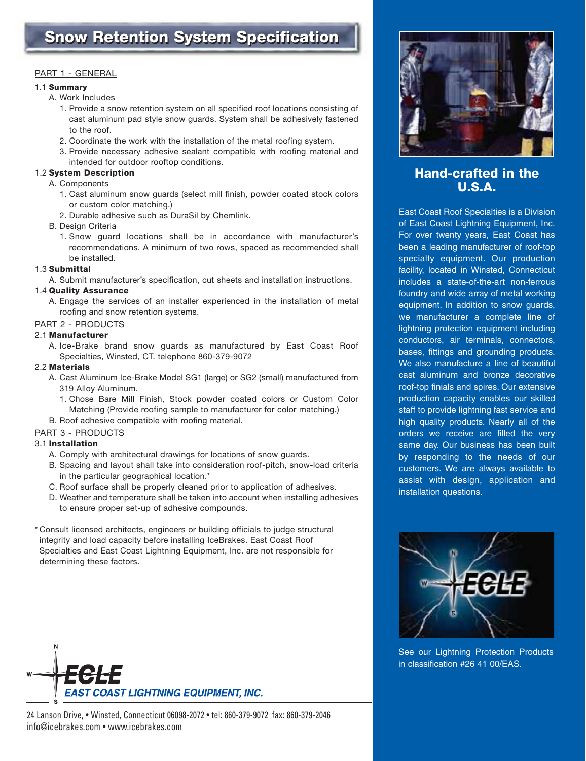# Snow Retention System Specification

PART 1 - GENERAL

1.1 **Summary**

A. Work Includes

1. Provide a snow retention system on all specified roof locations consisting of cast aluminum pad style snow guards. System shall be adhesively fastened to the roof.
2. Coordinate the work with the installation of the metal roofing system.
3. Provide necessary adhesive sealant compatible with roofing material and intended for outdoor rooftop conditions.

1.2 **System Description**

A. Components

1. Cast aluminum snow guards (select mill finish, powder coated stock colors or custom color matching.)
2. Durable adhesive such as DuraSil by Chemlink.

B. Design Criteria

1. Snow guard locations shall be in accordance with manufacturer's recommendations. A minimum of two rows, spaced as recommended shall be installed.

1.3 **Submittal**

A. Submit manufacturer's specification, cut sheets and installation instructions.

1.4 **Quality Assurance**

A. Engage the services of an installer experienced in the installation of metal roofing and snow retention systems.

PART 2 - PRODUCTS

2.1 **Manufacturer**

A. Ice-Brake brand snow guards as manufactured by East Coast Roof Specialties, Winsted, CT. telephone 860-379-9072

2.2 **Materials**

A. Cast Aluminum Ice-Brake Model SG1 (large) or SG2 (small) manufactured from 319 Alloy Aluminum.

1. Chose Bare Mill Finish, Stock powder coated colors or Custom Color Matching (Provide roofing sample to manufacturer for color matching.)

B. Roof adhesive compatible with roofing material.

PART 3 - PRODUCTS

3.1 **Installation**

A. Comply with architectural drawings for locations of snow guards.

B. Spacing and layout shall take into consideration roof-pitch, snow-load criteria in the particular geographical location.*

C. Roof surface shall be properly cleaned prior to application of adhesives.

D. Weather and temperature shall be taken into account when installing adhesives to ensure proper set-up of adhesive compounds.

* Consult licensed architects, engineers or building officials to judge structural integrity and load capacity before installing IceBrakes. East Coast Roof Specialties and East Coast Lightning Equipment, Inc. are not responsible for determining these factors.

ECLE

EAST COAST LIGHTNING EQUIPMENT, INC.

24 Lanson Drive, • Winsted, Connecticut 06098-2072 • tel: 860-379-9072 fax: 860-379-2046
info@icebrakes.com • www.icebrakes.com

## Hand-crafted in the U.S.A.

East Coast Roof Specialties is a Division of East Coast Lightning Equipment, Inc. For over twenty years, East Coast has been a leading manufacturer of roof-top specialty equipment. Our production facility, located in Winsted, Connecticut includes a state-of-the-art non-ferrous foundry and wide array of metal working equipment. In addition to snow guards, we manufacturer a complete line of lightning protection equipment including conductors, air terminals, connectors, bases, fittings and grounding products. We also manufacture a line of beautiful cast aluminum and bronze decorative roof-top finials and spires. Our extensive production capacity enables our skilled staff to provide lightning fast service and high quality products. Nearly all of the orders we receive are filled the very same day. Our business has been built by responding to the needs of our customers. We are always available to assist with design, application and installation questions.

See our Lightning Protection Products in classification #26 41 00/EAS.